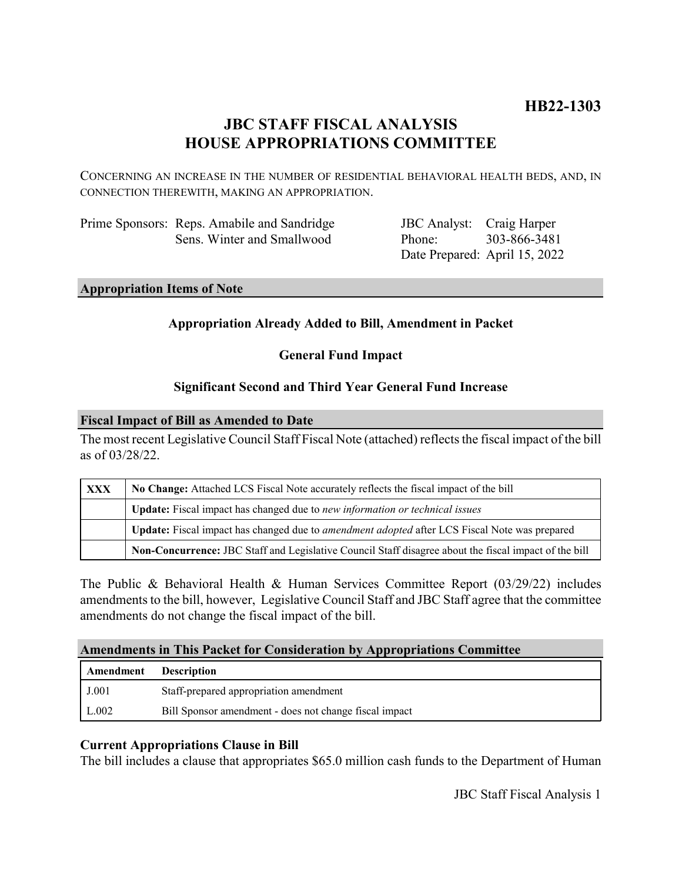**HB22-1303**

# JBC STAFF FISCAL ANALYSIS
# HOUSE APPROPRIATIONS COMMITTEE

CONCERNING AN INCREASE IN THE NUMBER OF RESIDENTIAL BEHAVIORAL HEALTH BEDS, AND, IN CONNECTION THEREWITH, MAKING AN APPROPRIATION.

Prime Sponsors: Reps. Amabile and Sandridge
Sens. Winter and Smallwood

JBC Analyst: Craig Harper
Phone: 303-866-3481
Date Prepared: April 15, 2022

## Appropriation Items of Note

**Appropriation Already Added to Bill, Amendment in Packet**

**General Fund Impact**

**Significant Second and Third Year General Fund Increase**

## Fiscal Impact of Bill as Amended to Date

The most recent Legislative Council Staff Fiscal Note (attached) reflects the fiscal impact of the bill as of 03/28/22.

| | |
|---|---|
| **XXX** | **No Change:** Attached LCS Fiscal Note accurately reflects the fiscal impact of the bill |
| | **Update:** Fiscal impact has changed due to *new information or technical issues* |
| | **Update:** Fiscal impact has changed due to *amendment adopted* after LCS Fiscal Note was prepared |
| | **Non-Concurrence:** JBC Staff and Legislative Council Staff disagree about the fiscal impact of the bill |

The Public & Behavioral Health & Human Services Committee Report (03/29/22) includes amendments to the bill, however, Legislative Council Staff and JBC Staff agree that the committee amendments do not change the fiscal impact of the bill.

## Amendments in This Packet for Consideration by Appropriations Committee

| Amendment | Description |
|---|---|
| J.001 | Staff-prepared appropriation amendment |
| L.002 | Bill Sponsor amendment - does not change fiscal impact |

### Current Appropriations Clause in Bill

The bill includes a clause that appropriates $65.0 million cash funds to the Department of Human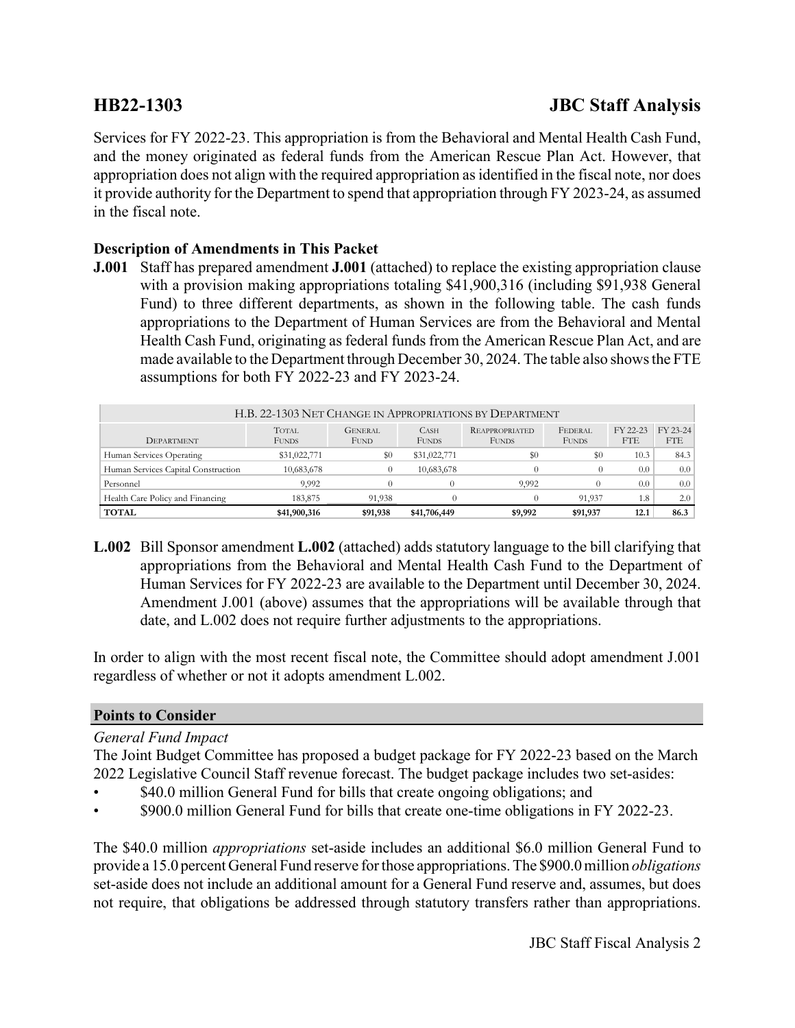Services for FY 2022-23. This appropriation is from the Behavioral and Mental Health Cash Fund, and the money originated as federal funds from the American Rescue Plan Act. However, that appropriation does not align with the required appropriation as identified in the fiscal note, nor does it provide authority for the Department to spend that appropriation through FY 2023-24, as assumed in the fiscal note.

**Description of Amendments in This Packet**

**J.001** Staff has prepared amendment **J.001** (attached) to replace the existing appropriation clause with a provision making appropriations totaling $41,900,316 (including $91,938 General Fund) to three different departments, as shown in the following table. The cash funds appropriations to the Department of Human Services are from the Behavioral and Mental Health Cash Fund, originating as federal funds from the American Rescue Plan Act, and are made available to the Department through December 30, 2024. The table also shows the FTE assumptions for both FY 2022-23 and FY 2023-24.

| H.B. 22-1303 Net Change in Appropriations by Department | | | | | | | |
|---|---|---|---|---|---|---|---|
| Department | Total Funds | General Fund | Cash Funds | Reappropriated Funds | Federal Funds | FY 22-23 FTE | FY 23-24 FTE |
| Human Services Operating | $31,022,771 | $0 | $31,022,771 | $0 | $0 | 10.3 | 84.3 |
| Human Services Capital Construction | 10,683,678 | 0 | 10,683,678 | 0 | 0 | 0.0 | 0.0 |
| Personnel | 9,992 | 0 | 0 | 9,992 | 0 | 0.0 | 0.0 |
| Health Care Policy and Financing | 183,875 | 91,938 | 0 | 0 | 91,937 | 1.8 | 2.0 |
| **TOTAL** | **$41,900,316** | **$91,938** | **$41,706,449** | **$9,992** | **$91,937** | **12.1** | **86.3** |

**L.002** Bill Sponsor amendment **L.002** (attached) adds statutory language to the bill clarifying that appropriations from the Behavioral and Mental Health Cash Fund to the Department of Human Services for FY 2022-23 are available to the Department until December 30, 2024. Amendment J.001 (above) assumes that the appropriations will be available through that date, and L.002 does not require further adjustments to the appropriations.

In order to align with the most recent fiscal note, the Committee should adopt amendment J.001 regardless of whether or not it adopts amendment L.002.

## Points to Consider

*General Fund Impact*

The Joint Budget Committee has proposed a budget package for FY 2022-23 based on the March 2022 Legislative Council Staff revenue forecast. The budget package includes two set-asides:

- $40.0 million General Fund for bills that create ongoing obligations; and
- $900.0 million General Fund for bills that create one-time obligations in FY 2022-23.

The $40.0 million *appropriations* set-aside includes an additional $6.0 million General Fund to provide a 15.0 percent General Fund reserve for those appropriations. The $900.0 million *obligations* set-aside does not include an additional amount for a General Fund reserve and, assumes, but does not require, that obligations be addressed through statutory transfers rather than appropriations.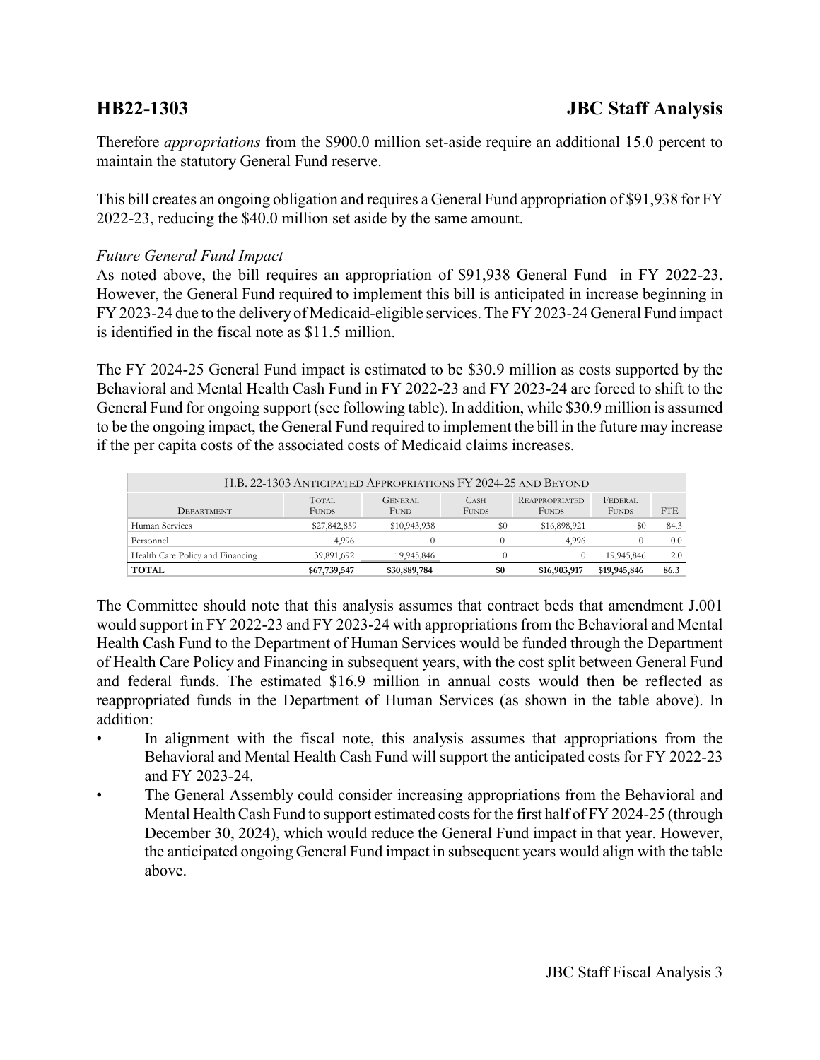Therefore *appropriations* from the $900.0 million set-aside require an additional 15.0 percent to maintain the statutory General Fund reserve.

This bill creates an ongoing obligation and requires a General Fund appropriation of $91,938 for FY 2022-23, reducing the $40.0 million set aside by the same amount.

*Future General Fund Impact*

As noted above, the bill requires an appropriation of $91,938 General Fund in FY 2022-23. However, the General Fund required to implement this bill is anticipated in increase beginning in FY 2023-24 due to the delivery of Medicaid-eligible services. The FY 2023-24 General Fund impact is identified in the fiscal note as $11.5 million.

The FY 2024-25 General Fund impact is estimated to be $30.9 million as costs supported by the Behavioral and Mental Health Cash Fund in FY 2022-23 and FY 2023-24 are forced to shift to the General Fund for ongoing support (see following table). In addition, while $30.9 million is assumed to be the ongoing impact, the General Fund required to implement the bill in the future may increase if the per capita costs of the associated costs of Medicaid claims increases.

| H.B. 22-1303 Anticipated Appropriations FY 2024-25 and Beyond | | | | | | |
|---|---|---|---|---|---|---|
| Department | Total Funds | General Fund | Cash Funds | Reappropriated Funds | Federal Funds | FTE |
| Human Services | $27,842,859 | $10,943,938 | $0 | $16,898,921 | $0 | 84.3 |
| Personnel | 4,996 | 0 | 0 | 4,996 | 0 | 0.0 |
| Health Care Policy and Financing | 39,891,692 | 19,945,846 | 0 | 0 | 19,945,846 | 2.0 |
| **TOTAL** | **$67,739,547** | **$30,889,784** | **$0** | **$16,903,917** | **$19,945,846** | **86.3** |

The Committee should note that this analysis assumes that contract beds that amendment J.001 would support in FY 2022-23 and FY 2023-24 with appropriations from the Behavioral and Mental Health Cash Fund to the Department of Human Services would be funded through the Department of Health Care Policy and Financing in subsequent years, with the cost split between General Fund and federal funds. The estimated $16.9 million in annual costs would then be reflected as reappropriated funds in the Department of Human Services (as shown in the table above). In addition:

- In alignment with the fiscal note, this analysis assumes that appropriations from the Behavioral and Mental Health Cash Fund will support the anticipated costs for FY 2022-23 and FY 2023-24.
- The General Assembly could consider increasing appropriations from the Behavioral and Mental Health Cash Fund to support estimated costs for the first half of FY 2024-25 (through December 30, 2024), which would reduce the General Fund impact in that year. However, the anticipated ongoing General Fund impact in subsequent years would align with the table above.